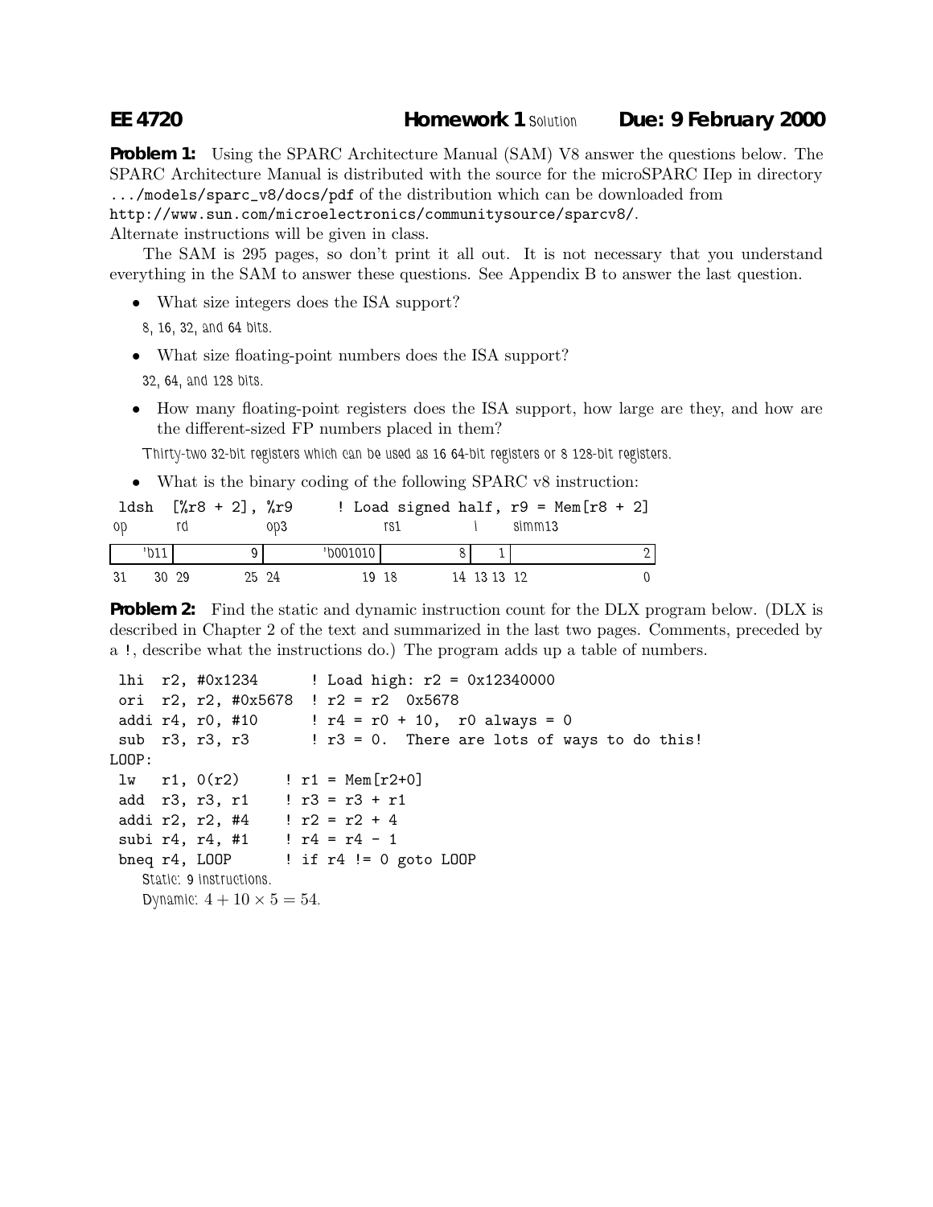**EE 4720** **Homework 1** Solution **Due: 9 February 2000**

**Problem 1:** Using the SPARC Architecture Manual (SAM) V8 answer the questions below. The SPARC Architecture Manual is distributed with the source for the microSPARC IIep in directory `.../models/sparc_v8/docs/pdf` of the distribution which can be downloaded from `http://www.sun.com/microelectronics/communitysource/sparcv8/`.
Alternate instructions will be given in class.

The SAM is 295 pages, so don't print it all out. It is not necessary that you understand everything in the SAM to answer these questions. See Appendix B to answer the last question.

- What size integers does the ISA support?

  8, 16, 32, and 64 bits.

- What size floating-point numbers does the ISA support?

  32, 64, and 128 bits.

- How many floating-point registers does the ISA support, how large are they, and how are the different-sized FP numbers placed in them?

  Thirty-two 32-bit registers which can be used as 16 64-bit registers or 8 128-bit registers.

- What is the binary coding of the following SPARC v8 instruction:

```
ldsh  [%r8 + 2], %r9     ! Load signed half, r9 = Mem[r8 + 2]
```

| op | rd | op3 | rs1 | i | simm13 |
|---|---|---|---|---|---|
| 'b11 | 9 | 'b001010 | 8 | 1 | 2 |
| 31 30 | 29 25 | 24 19 | 18 14 | 13 | 12 0 |

**Problem 2:** Find the static and dynamic instruction count for the DLX program below. (DLX is described in Chapter 2 of the text and summarized in the last two pages. Comments, preceded by a !, describe what the instructions do.) The program adds up a table of numbers.

```
 lhi  r2, #0x1234      ! Load high: r2 = 0x12340000
 ori  r2, r2, #0x5678  ! r2 = r2  0x5678
 addi r4, r0, #10      ! r4 = r0 + 10,  r0 always = 0
 sub  r3, r3, r3       ! r3 = 0.  There are lots of ways to do this!
LOOP:
 lw   r1, 0(r2)     ! r1 = Mem[r2+0]
 add  r3, r3, r1    ! r3 = r3 + r1
 addi r2, r2, #4    ! r2 = r2 + 4
 subi r4, r4, #1    ! r4 = r4 - 1
 bneq r4, LOOP      ! if r4 != 0 goto LOOP
```

Static: 9 instructions.

Dynamic: $4 + 10 \times 5 = 54$.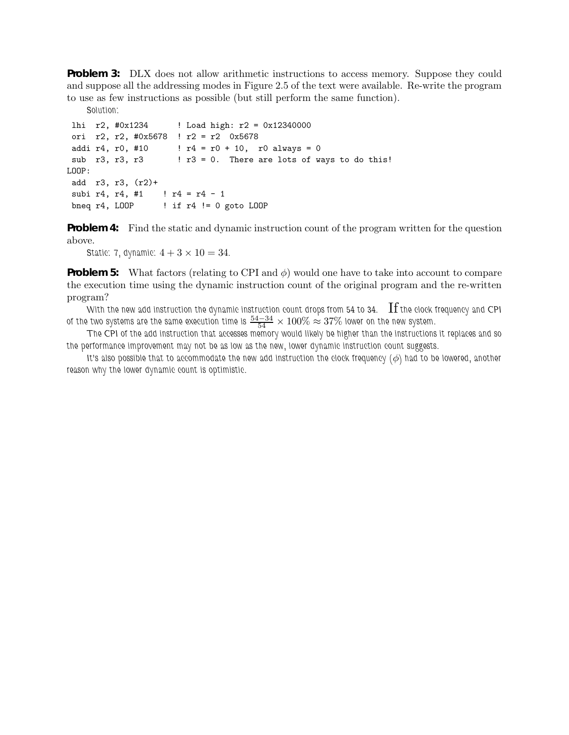**Problem 3:** DLX does not allow arithmetic instructions to access memory. Suppose they could and suppose all the addressing modes in Figure 2.5 of the text were available. Re-write the program to use as few instructions as possible (but still perform the same function).

Solution:

```
 lhi  r2, #0x1234      ! Load high: r2 = 0x12340000
 ori  r2, r2, #0x5678  ! r2 = r2  0x5678
 addi r4, r0, #10      ! r4 = r0 + 10,  r0 always = 0
 sub  r3, r3, r3       ! r3 = 0.  There are lots of ways to do this!
LOOP:
 add  r3, r3, (r2)+
 subi r4, r4, #1    ! r4 = r4 - 1
 bneq r4, LOOP      ! if r4 != 0 goto LOOP
```

**Problem 4:** Find the static and dynamic instruction count of the program written for the question above.

Static: 7, dynamic: $4 + 3 \times 10 = 34$.

**Problem 5:** What factors (relating to CPI and $\phi$) would one have to take into account to compare the execution time using the dynamic instruction count of the original program and the re-written program?

With the new add instruction the dynamic instruction count drops from 54 to 34. If the clock frequency and CPI of the two systems are the same execution time is $\frac{54-34}{54} \times 100\% \approx 37\%$ lower on the new system.

The CPI of the add instruction that accesses memory would likely be higher than the instructions it replaces and so the performance improvement may not be as low as the new, lower dynamic instruction count suggests.

It's also possible that to accommodate the new add instruction the clock frequency ($\phi$) had to be lowered, another reason why the lower dynamic count is optimistic.